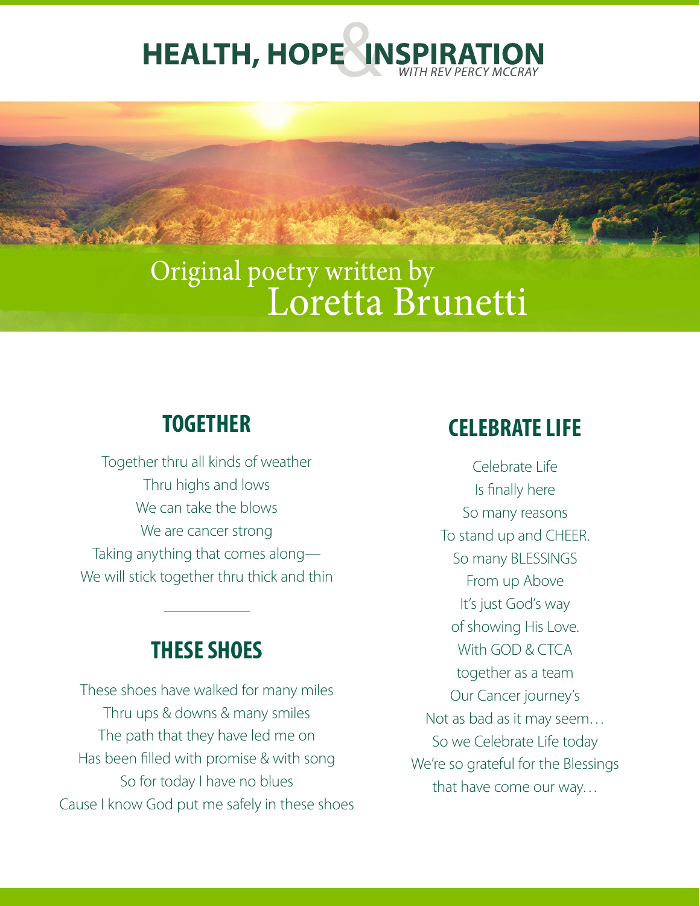# HEALTH, HOPE & INSPIRATION

*WITH REV PERCY MCCRAY*

Original poetry written by
Loretta Brunetti

## TOGETHER

Together thru all kinds of weather
Thru highs and lows
We can take the blows
We are cancer strong
Taking anything that comes along—
We will stick together thru thick and thin

---

## THESE SHOES

These shoes have walked for many miles
Thru ups & downs & many smiles
The path that they have led me on
Has been filled with promise & with song
So for today I have no blues
Cause I know God put me safely in these shoes

## CELEBRATE LIFE

Celebrate Life
Is finally here
So many reasons
To stand up and CHEER.
So many BLESSINGS
From up Above
It's just God's way
of showing His Love.
With GOD & CTCA
together as a team
Our Cancer journey's
Not as bad as it may seem…
So we Celebrate Life today
We're so grateful for the Blessings
that have come our way…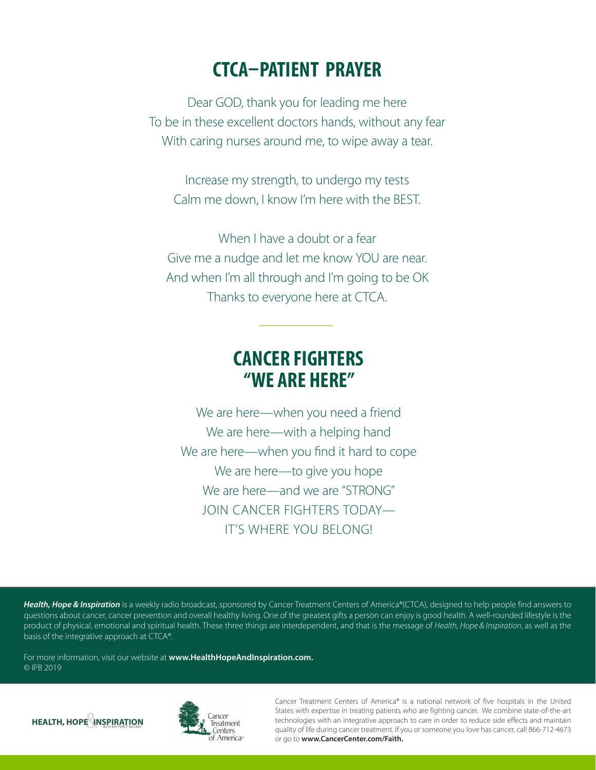# CTCA–PATIENT PRAYER

Dear GOD, thank you for leading me here
To be in these excellent doctors hands, without any fear
With caring nurses around me, to wipe away a tear.

Increase my strength, to undergo my tests
Calm me down, I know I'm here with the BEST.

When I have a doubt or a fear
Give me a nudge and let me know YOU are near.
And when I'm all through and I'm going to be OK
Thanks to everyone here at CTCA.

---

# CANCER FIGHTERS "WE ARE HERE"

We are here—when you need a friend
We are here—with a helping hand
We are here—when you find it hard to cope
We are here—to give you hope
We are here—and we are "STRONG"
JOIN CANCER FIGHTERS TODAY—
IT'S WHERE YOU BELONG!

***Health, Hope & Inspiration*** is a weekly radio broadcast, sponsored by Cancer Treatment Centers of America®(CTCA), designed to help people find answers to questions about cancer, cancer prevention and overall healthy living. One of the greatest gifts a person can enjoy is good health. A well-rounded lifestyle is the product of physical, emotional and spiritual health. These three things are interdependent, and that is the message of *Health, Hope & Inspiration*, as well as the basis of the integrative approach at CTCA®.

For more information, visit our website at **www.HealthHopeAndInspiration.com.**
© IPB 2019

**HEALTH, HOPE & INSPIRATION** WITH REV PERCY MCCRAY

Cancer Treatment Centers of America

Cancer Treatment Centers of America® is a national network of five hospitals in the United States with expertise in treating patients who are fighting cancer. We combine state-of-the-art technologies with an integrative approach to care in order to reduce side effects and maintain quality of life during cancer treatment. If you or someone you love has cancer, call 866-712-4673 or go to **www.CancerCenter.com/Faith.**